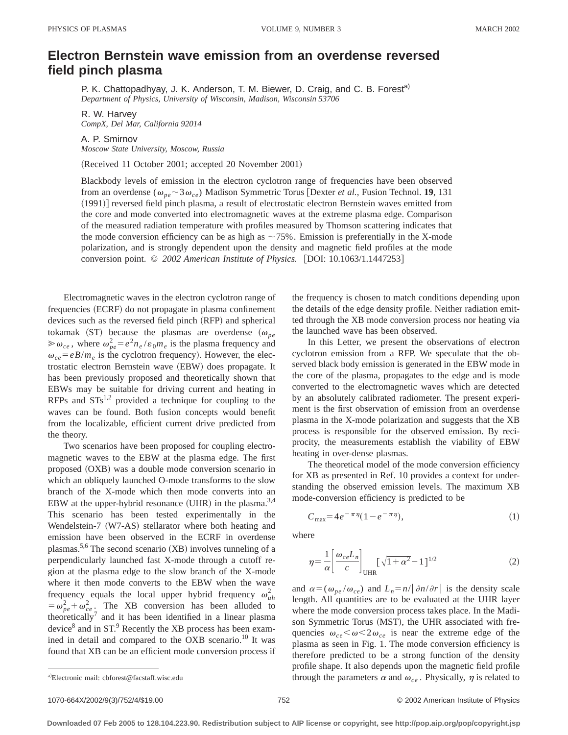# Electron Bernstein wave emission from an overdense reversed field pinch plasma

P. K. Chattopadhyay, J. K. Anderson, T. M. Biewer, D. Craig, and C. B. Forest[a]
*Department of Physics, University of Wisconsin, Madison, Wisconsin 53706*

R. W. Harvey
*CompX, Del Mar, California 92014*

A. P. Smirnov
*Moscow State University, Moscow, Russia*

(Received 11 October 2001; accepted 20 November 2001)

Blackbody levels of emission in the electron cyclotron range of frequencies have been observed from an overdense ($\omega_{pe} \sim 3\omega_{ce}$) Madison Symmetric Torus [Dexter *et al.*, Fusion Technol. **19**, 131 (1991)] reversed field pinch plasma, a result of electrostatic electron Bernstein waves emitted from the core and mode converted into electromagnetic waves at the extreme plasma edge. Comparison of the measured radiation temperature with profiles measured by Thomson scattering indicates that the mode conversion efficiency can be as high as $\sim$75%. Emission is preferentially in the X-mode polarization, and is strongly dependent upon the density and magnetic field profiles at the mode conversion point. © *2002 American Institute of Physics.* [DOI: 10.1063/1.1447253]

Electromagnetic waves in the electron cyclotron range of frequencies (ECRF) do not propagate in plasma confinement devices such as the reversed field pinch (RFP) and spherical tokamak (ST) because the plasmas are overdense ($\omega_{pe} \gg \omega_{ce}$, where $\omega_{pe}^2 = e^2 n_e/\varepsilon_0 m_e$ is the plasma frequency and $\omega_{ce} = eB/m_e$ is the cyclotron frequency). However, the electrostatic electron Bernstein wave (EBW) does propagate. It has been previously proposed and theoretically shown that EBWs may be suitable for driving current and heating in RFPs and STs[1,2] provided a technique for coupling to the waves can be found. Both fusion concepts would benefit from the localizable, efficient current drive predicted from the theory.

Two scenarios have been proposed for coupling electromagnetic waves to the EBW at the plasma edge. The first proposed (OXB) was a double mode conversion scenario in which an obliquely launched O-mode transforms to the slow branch of the X-mode which then mode converts into an EBW at the upper-hybrid resonance (UHR) in the plasma.[3,4] This scenario has been tested experimentally in the Wendelstein-7 (W7-AS) stellarator where both heating and emission have been observed in the ECRF in overdense plasmas.[5,6] The second scenario (XB) involves tunneling of a perpendicularly launched fast X-mode through a cutoff region at the plasma edge to the slow branch of the X-mode where it then mode converts to the EBW when the wave frequency equals the local upper hybrid frequency $\omega_{uh}^2 = \omega_{pe}^2 + \omega_{ce}^2$. The XB conversion has been alluded to theoretically[7] and it has been identified in a linear plasma device[8] and in ST.[9] Recently the XB process has been examined in detail and compared to the OXB scenario.[10] It was found that XB can be an efficient mode conversion process if the frequency is chosen to match conditions depending upon the details of the edge density profile. Neither radiation emitted through the XB mode conversion process nor heating via the launched wave has been observed.

In this Letter, we present the observations of electron cyclotron emission from a RFP. We speculate that the observed black body emission is generated in the EBW mode in the core of the plasma, propagates to the edge and is mode converted to the electromagnetic waves which are detected by an absolutely calibrated radiometer. The present experiment is the first observation of emission from an overdense plasma in the X-mode polarization and suggests that the XB process is responsible for the observed emission. By reciprocity, the measurements establish the viability of EBW heating in over-dense plasmas.

The theoretical model of the mode conversion efficiency for XB as presented in Ref. 10 provides a context for understanding the observed emission levels. The maximum XB mode-conversion efficiency is predicted to be

$$C_{\max} = 4e^{-\pi\eta}(1 - e^{-\pi\eta}), \tag{1}$$

where

$$\eta = \frac{1}{\alpha}\left[\frac{\omega_{ce} L_n}{c}\right]_{\mathrm{UHR}} [\sqrt{1+\alpha^2} - 1]^{1/2} \tag{2}$$

and $\alpha = (\omega_{pe}/\omega_{ce})$ and $L_n = n/|\partial n/\partial r|$ is the density scale length. All quantities are to be evaluated at the UHR layer where the mode conversion process takes place. In the Madison Symmetric Torus (MST), the UHR associated with frequencies $\omega_{ce} < \omega < 2\omega_{ce}$ is near the extreme edge of the plasma as seen in Fig. 1. The mode conversion efficiency is therefore predicted to be a strong function of the density profile shape. It also depends upon the magnetic field profile through the parameters $\alpha$ and $\omega_{ce}$. Physically, $\eta$ is related to

[a]Electronic mail: cbforest@facstaff.wisc.edu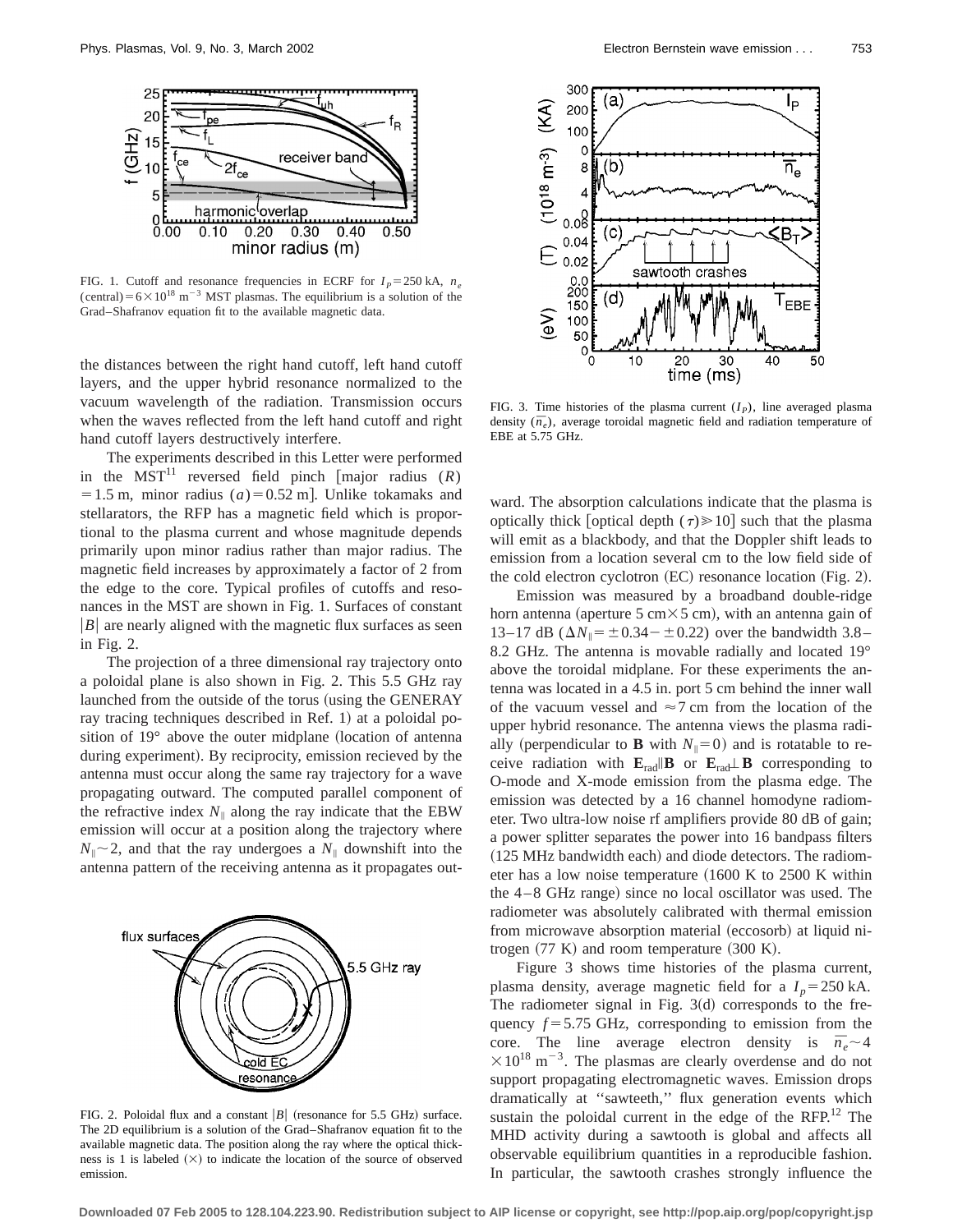FIG. 1. Cutoff and resonance frequencies in ECRF for $I_P = 250$ kA, $n_e$ (central) $= 6 \times 10^{18}$ m$^{-3}$ MST plasmas. The equilibrium is a solution of the Grad–Shafranov equation fit to the available magnetic data.

the distances between the right hand cutoff, left hand cutoff layers, and the upper hybrid resonance normalized to the vacuum wavelength of the radiation. Transmission occurs when the waves reflected from the left hand cutoff and right hand cutoff layers destructively interfere.

The experiments described in this Letter were performed in the MST[11] reversed field pinch [major radius $(R) = 1.5$ m, minor radius $(a) = 0.52$ m]. Unlike tokamaks and stellarators, the RFP has a magnetic field which is proportional to the plasma current and whose magnitude depends primarily upon minor radius rather than major radius. The magnetic field increases by approximately a factor of 2 from the edge to the core. Typical profiles of cutoffs and resonances in the MST are shown in Fig. 1. Surfaces of constant $|B|$ are nearly aligned with the magnetic flux surfaces as seen in Fig. 2.

The projection of a three dimensional ray trajectory onto a poloidal plane is also shown in Fig. 2. This 5.5 GHz ray launched from the outside of the torus (using the GENERAY ray tracing techniques described in Ref. 1) at a poloidal position of 19° above the outer midplane (location of antenna during experiment). By reciprocity, emission recieved by the antenna must occur along the same ray trajectory for a wave propagating outward. The computed parallel component of the refractive index $N_\parallel$ along the ray indicate that the EBW emission will occur at a position along the trajectory where $N_\parallel \sim 2$, and that the ray undergoes a $N_\parallel$ downshift into the antenna pattern of the receiving antenna as it propagates outward. The absorption calculations indicate that the plasma is optically thick [optical depth $(\tau) \gg 10$] such that the plasma will emit as a blackbody, and that the Doppler shift leads to emission from a location several cm to the low field side of the cold electron cyclotron (EC) resonance location (Fig. 2).

FIG. 2. Poloidal flux and a constant $|B|$ (resonance for 5.5 GHz) surface. The 2D equilibrium is a solution of the Grad–Shafranov equation fit to the available magnetic data. The position along the ray where the optical thickness is 1 is labeled (×) to indicate the location of the source of observed emission.

FIG. 3. Time histories of the plasma current ($I_P$), line averaged plasma density ($\bar{n}_e$), average toroidal magnetic field and radiation temperature of EBE at 5.75 GHz.

Emission was measured by a broadband double-ridge horn antenna (aperture 5 cm×5 cm), with an antenna gain of 13–17 dB ($\Delta N_\parallel = \pm 0.34 - \pm 0.22$) over the bandwidth 3.8–8.2 GHz. The antenna is movable radially and located 19° above the toroidal midplane. For these experiments the antenna was located in a 4.5 in. port 5 cm behind the inner wall of the vacuum vessel and $\approx 7$ cm from the location of the upper hybrid resonance. The antenna views the plasma radially (perpendicular to $\mathbf{B}$ with $N_\parallel = 0$) and is rotatable to receive radiation with $\mathbf{E}_{\rm rad} \| \mathbf{B}$ or $\mathbf{E}_{\rm rad} \perp \mathbf{B}$ corresponding to O-mode and X-mode emission from the plasma edge. The emission was detected by a 16 channel homodyne radiometer. Two ultra-low noise rf amplifiers provide 80 dB of gain; a power splitter separates the power into 16 bandpass filters (125 MHz bandwidth each) and diode detectors. The radiometer has a low noise temperature (1600 K to 2500 K within the 4–8 GHz range) since no local oscillator was used. The radiometer was absolutely calibrated with thermal emission from microwave absorption material (eccosorb) at liquid nitrogen (77 K) and room temperature (300 K).

Figure 3 shows time histories of the plasma current, plasma density, average magnetic field for a $I_p = 250$ kA. The radiometer signal in Fig. 3(d) corresponds to the frequency $f = 5.75$ GHz, corresponding to emission from the core. The line average electron density is $\bar{n}_e \sim 4 \times 10^{18}$ m$^{-3}$. The plasmas are clearly overdense and do not support propagating electromagnetic waves. Emission drops dramatically at "sawteeth," flux generation events which sustain the poloidal current in the edge of the RFP.[12] The MHD activity during a sawtooth is global and affects all observable equilibrium quantities in a reproducible fashion. In particular, the sawtooth crashes strongly influence the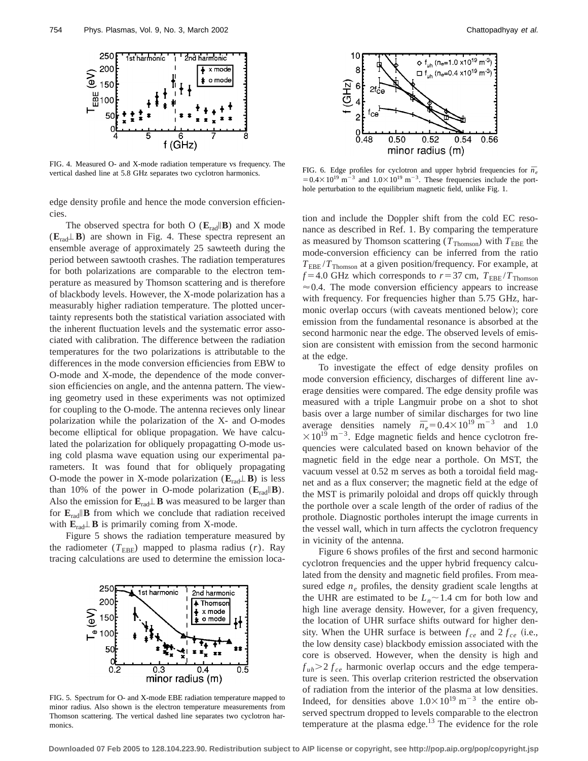FIG. 4. Measured O- and X-mode radiation temperature vs frequency. The vertical dashed line at 5.8 GHz separates two cyclotron harmonics.

edge density profile and hence the mode conversion efficiencies.

The observed spectra for both O ($\mathbf{E}_{\mathrm{rad}} \parallel \mathbf{B}$) and X mode ($\mathbf{E}_{\mathrm{rad}} \perp \mathbf{B}$) are shown in Fig. 4. These spectra represent an ensemble average of approximately 25 sawteeth during the period between sawtooth crashes. The radiation temperatures for both polarizations are comparable to the electron temperature as measured by Thomson scattering and is therefore of blackbody levels. However, the X-mode polarization has a measurably higher radiation temperature. The plotted uncertainty represents both the statistical variation associated with the inherent fluctuation levels and the systematic error associated with calibration. The difference between the radiation temperatures for the two polarizations is attributable to the differences in the mode conversion efficiencies from EBW to O-mode and X-mode, the dependence of the mode conversion efficiencies on angle, and the antenna pattern. The viewing geometry used in these experiments was not optimized for coupling to the O-mode. The antenna recieves only linear polarization while the polarization of the X- and O-modes become elliptical for oblique propagation. We have calculated the polarization for obliquely propagatting O-mode using cold plasma wave equation using our experimental parameters. It was found that for obliquely propagating O-mode the power in X-mode polarization ($\mathbf{E}_{\mathrm{rad}} \perp \mathbf{B}$) is less than 10% of the power in O-mode polarization ($\mathbf{E}_{\mathrm{rad}} \parallel \mathbf{B}$). Also the emission for $\mathbf{E}_{\mathrm{rad}} \perp \mathbf{B}$ was measured to be larger than for $\mathbf{E}_{\mathrm{rad}} \parallel \mathbf{B}$ from which we conclude that radiation received with $\mathbf{E}_{\mathrm{rad}} \perp \mathbf{B}$ is primarily coming from X-mode.

Figure 5 shows the radiation temperature measured by the radiometer ($T_{\mathrm{EBE}}$) mapped to plasma radius ($r$). Ray tracing calculations are used to determine the emission location and include the Doppler shift from the cold EC resonance as described in Ref. 1. By comparing the temperature as measured by Thomson scattering ($T_{\mathrm{Thomson}}$) with $T_{\mathrm{EBE}}$ the mode-conversion efficiency can be inferred from the ratio $T_{\mathrm{EBE}}/T_{\mathrm{Thomson}}$ at a given position/frequency. For example, at $f = 4.0$ GHz which corresponds to $r = 37$ cm, $T_{\mathrm{EBE}}/T_{\mathrm{Thomson}} \approx 0.4$. The mode conversion efficiency appears to increase with frequency. For frequencies higher than 5.75 GHz, harmonic overlap occurs (with caveats mentioned below); core emission from the fundamental resonance is absorbed at the second harmonic near the edge. The observed levels of emission are consistent with emission from the second harmonic at the edge.

FIG. 5. Spectrum for O- and X-mode EBE radiation temperature mapped to minor radius. Also shown is the electron temperature measurements from Thomson scattering. The vertical dashed line separates two cyclotron harmonics.

FIG. 6. Edge profiles for cyclotron and upper hybrid frequencies for $\bar{n}_e = 0.4 \times 10^{19}\ \mathrm{m}^{-3}$ and $1.0 \times 10^{19}\ \mathrm{m}^{-3}$. These frequencies include the porthole perturbation to the equilibrium magnetic field, unlike Fig. 1.

To investigate the effect of edge density profiles on mode conversion efficiency, discharges of different line average densities were compared. The edge density profile was measured with a triple Langmuir probe on a shot to shot basis over a large number of similar discharges for two line average densities namely $\bar{n}_e = 0.4 \times 10^{19}\ \mathrm{m}^{-3}$ and $1.0 \times 10^{19}\ \mathrm{m}^{-3}$. Edge magnetic fields and hence cyclotron frequencies were calculated based on known behavior of the magnetic field in the edge near a porthole. On MST, the vacuum vessel at 0.52 m serves as both a toroidal field magnet and as a flux conserver; the magnetic field at the edge of the MST is primarily poloidal and drops off quickly through the porthole over a scale length of the order of radius of the prothole. Diagnostic portholes interupt the image currents in the vessel wall, which in turn affects the cyclotron frequency in vicinity of the antenna.

Figure 6 shows profiles of the first and second harmonic cyclotron frequencies and the upper hybrid frequency calculated from the density and magnetic field profiles. From measured edge $n_e$ profiles, the density gradient scale lengths at the UHR are estimated to be $L_n \sim 1.4$ cm for both low and high line average density. However, for a given frequency, the location of UHR surface shifts outward for higher density. When the UHR surface is between $f_{ce}$ and $2f_{ce}$ (i.e., the low density case) blackbody emission associated with the core is observed. However, when the density is high and $f_{uh} > 2f_{ce}$ harmonic overlap occurs and the edge temperature is seen. This overlap criterion restricted the observation of radiation from the interior of the plasma at low densities. Indeed, for densities above $1.0 \times 10^{19}\ \mathrm{m}^{-3}$ the entire observed spectrum dropped to levels comparable to the electron temperature at the plasma edge.[13] The evidence for the role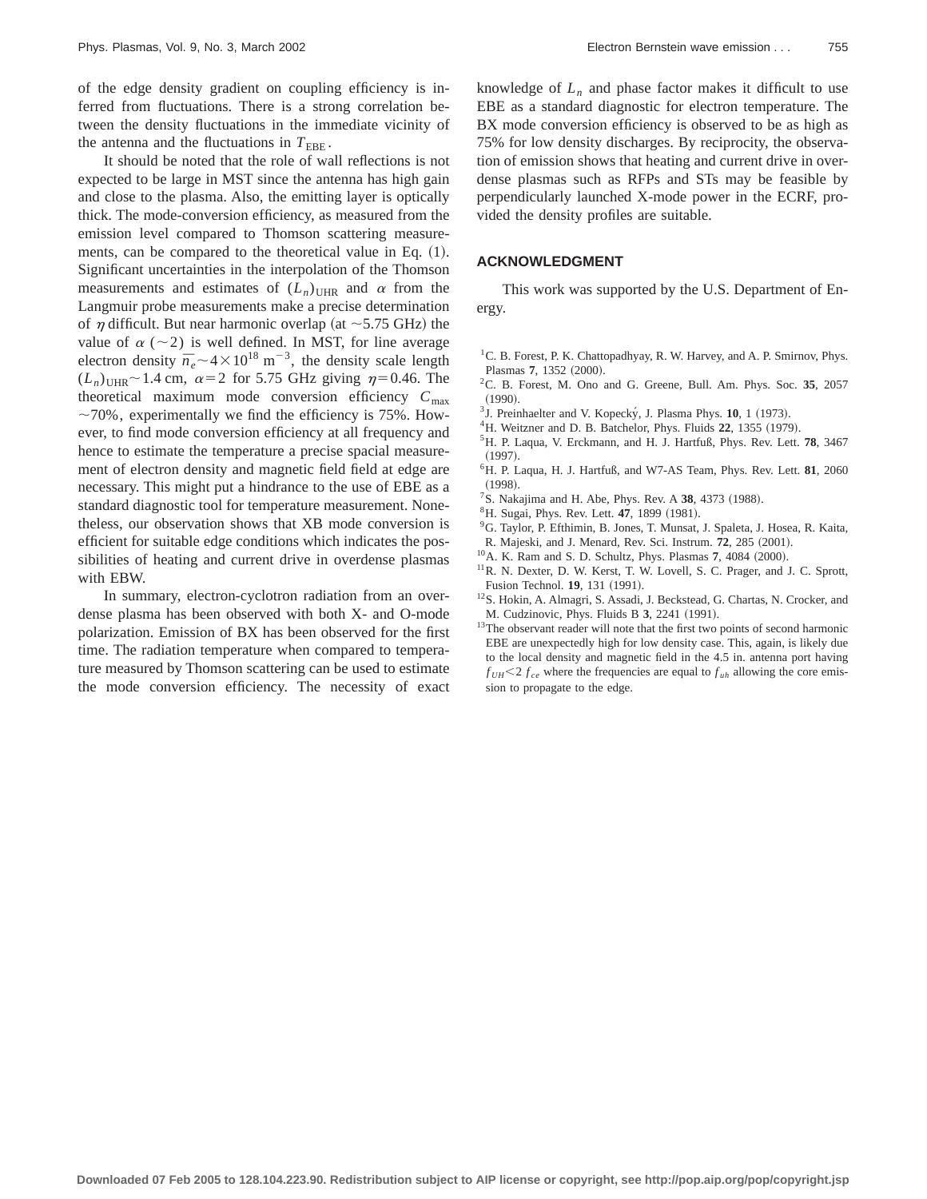of the edge density gradient on coupling efficiency is inferred from fluctuations. There is a strong correlation between the density fluctuations in the immediate vicinity of the antenna and the fluctuations in $T_{\mathrm{EBE}}$.

It should be noted that the role of wall reflections is not expected to be large in MST since the antenna has high gain and close to the plasma. Also, the emitting layer is optically thick. The mode-conversion efficiency, as measured from the emission level compared to Thomson scattering measurements, can be compared to the theoretical value in Eq. (1). Significant uncertainties in the interpolation of the Thomson measurements and estimates of $(L_n)_{\mathrm{UHR}}$ and $\alpha$ from the Langmuir probe measurements make a precise determination of $\eta$ difficult. But near harmonic overlap (at ~5.75 GHz) the value of $\alpha$ (~2) is well defined. In MST, for line average electron density $\bar{n}_e \sim 4\times10^{18}\ \mathrm{m}^{-3}$, the density scale length $(L_n)_{\mathrm{UHR}} \sim 1.4$ cm, $\alpha=2$ for 5.75 GHz giving $\eta=0.46$. The theoretical maximum mode conversion efficiency $C_{\max}$ ~70%, experimentally we find the efficiency is 75%. However, to find mode conversion efficiency at all frequency and hence to estimate the temperature a precise spacial measurement of electron density and magnetic field field at edge are necessary. This might put a hindrance to the use of EBE as a standard diagnostic tool for temperature measurement. Nonetheless, our observation shows that XB mode conversion is efficient for suitable edge conditions which indicates the possibilities of heating and current drive in overdense plasmas with EBW.

In summary, electron-cyclotron radiation from an overdense plasma has been observed with both X- and O-mode polarization. Emission of BX has been observed for the first time. The radiation temperature when compared to temperature measured by Thomson scattering can be used to estimate the mode conversion efficiency. The necessity of exact knowledge of $L_n$ and phase factor makes it difficult to use EBE as a standard diagnostic for electron temperature. The BX mode conversion efficiency is observed to be as high as 75% for low density discharges. By reciprocity, the observation of emission shows that heating and current drive in overdense plasmas such as RFPs and STs may be feasible by perpendicularly launched X-mode power in the ECRF, provided the density profiles are suitable.

## ACKNOWLEDGMENT

This work was supported by the U.S. Department of Energy.

[1] C. B. Forest, P. K. Chattopadhyay, R. W. Harvey, and A. P. Smirnov, Phys. Plasmas **7**, 1352 (2000).
[2] C. B. Forest, M. Ono and G. Greene, Bull. Am. Phys. Soc. **35**, 2057 (1990).
[3] J. Preinhaelter and V. Kopecký, J. Plasma Phys. **10**, 1 (1973).
[4] H. Weitzner and D. B. Batchelor, Phys. Fluids **22**, 1355 (1979).
[5] H. P. Laqua, V. Erckmann, and H. J. Hartfuß, Phys. Rev. Lett. **78**, 3467 (1997).
[6] H. P. Laqua, H. J. Hartfuß, and W7-AS Team, Phys. Rev. Lett. **81**, 2060 (1998).
[7] S. Nakajima and H. Abe, Phys. Rev. A **38**, 4373 (1988).
[8] H. Sugai, Phys. Rev. Lett. **47**, 1899 (1981).
[9] G. Taylor, P. Efthimin, B. Jones, T. Munsat, J. Spaleta, J. Hosea, R. Kaita, R. Majeski, and J. Menard, Rev. Sci. Instrum. **72**, 285 (2001).
[10] A. K. Ram and S. D. Schultz, Phys. Plasmas **7**, 4084 (2000).
[11] R. N. Dexter, D. W. Kerst, T. W. Lovell, S. C. Prager, and J. C. Sprott, Fusion Technol. **19**, 131 (1991).
[12] S. Hokin, A. Almagri, S. Assadi, J. Beckstead, G. Chartas, N. Crocker, and M. Cudzinovic, Phys. Fluids B **3**, 2241 (1991).
[13] The observant reader will note that the first two points of second harmonic EBE are unexpectedly high for low density case. This, again, is likely due to the local density and magnetic field in the 4.5 in. antenna port having $f_{UH}<2\,f_{ce}$ where the frequencies are equal to $f_{uh}$ allowing the core emission to propagate to the edge.